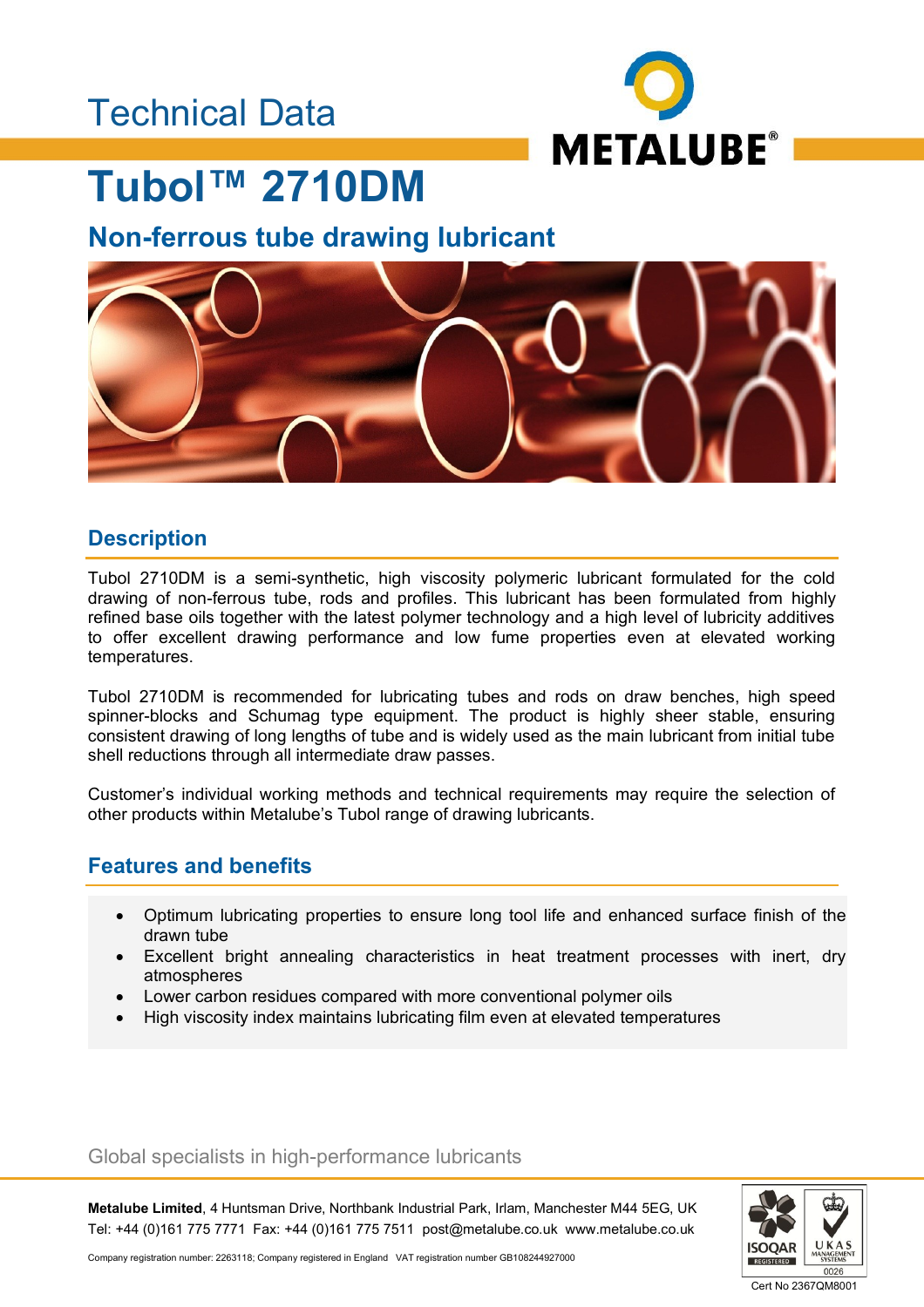Technical Data

# Tubol™ 2710DM

## Non-ferrous tube drawing lubricant

### Description

Tubol 2710DM is a semi-synthetic, high viscosity polymeric lubricant formulated for the cold drawing of non-ferrous tube, rods and profiles. This lubricant has been formulated from highly refined base oils together with the latest polymer technology and a high level of lubricity additives to offer excellent drawing performance and low fume properties even at elevated working temperatures.

Tubol 2710DM is recommended for lubricating tubes and rods on draw benches, high speed spinner-blocks and Schumag type equipment. The product is highly sheer stable, ensuring consistent drawing of long lengths of tube and is widely used as the main lubricant from initial tube shell reductions through all intermediate draw passes.

Customer's individual working methods and technical requirements may require the selection of other products within Metalube's Tubol range of drawing lubricants.

### Features and benefits

- Optimum lubricating properties to ensure long tool life and enhanced surface finish of the drawn tube
- Excellent bright annealing characteristics in heat treatment processes with inert, dry atmospheres
- Lower carbon residues compared with more conventional polymer oils
- High viscosity index maintains lubricating film even at elevated temperatures

Global specialists in high-performance lubricants

**Metalube Limited**, 4 Huntsman Drive, Northbank Industrial Park, Irlam, Manchester M44 5EG, UK
Tel: +44 (0)161 775 7771 Fax: +44 (0)161 775 7511 post@metalube.co.uk www.metalube.co.uk

Company registration number: 2263118; Company registered in England VAT registration number GB108244927000

Cert No 2367QM8001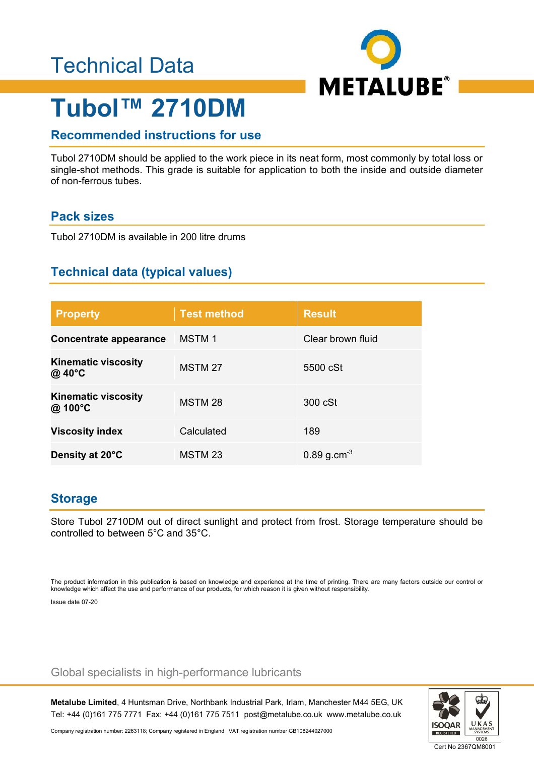Technical Data

# Tubol™ 2710DM

## Recommended instructions for use

Tubol 2710DM should be applied to the work piece in its neat form, most commonly by total loss or single-shot methods. This grade is suitable for application to both the inside and outside diameter of non-ferrous tubes.

## Pack sizes

Tubol 2710DM is available in 200 litre drums

## Technical data (typical values)

| Property | Test method | Result |
|---|---|---|
| **Concentrate appearance** | MSTM 1 | Clear brown fluid |
| **Kinematic viscosity @ 40°C** | MSTM 27 | 5500 cSt |
| **Kinematic viscosity @ 100°C** | MSTM 28 | 300 cSt |
| **Viscosity index** | Calculated | 189 |
| **Density at 20°C** | MSTM 23 | 0.89 $g.cm^{-3}$ |

## Storage

Store Tubol 2710DM out of direct sunlight and protect from frost. Storage temperature should be controlled to between 5°C and 35°C.

The product information in this publication is based on knowledge and experience at the time of printing. There are many factors outside our control or knowledge which affect the use and performance of our products, for which reason it is given without responsibility.

Issue date 07-20

Global specialists in high-performance lubricants

**Metalube Limited**, 4 Huntsman Drive, Northbank Industrial Park, Irlam, Manchester M44 5EG, UK
Tel: +44 (0)161 775 7771 Fax: +44 (0)161 775 7511 post@metalube.co.uk www.metalube.co.uk

Company registration number: 2263118; Company registered in England VAT registration number GB108244927000

Cert No 2367QM8001